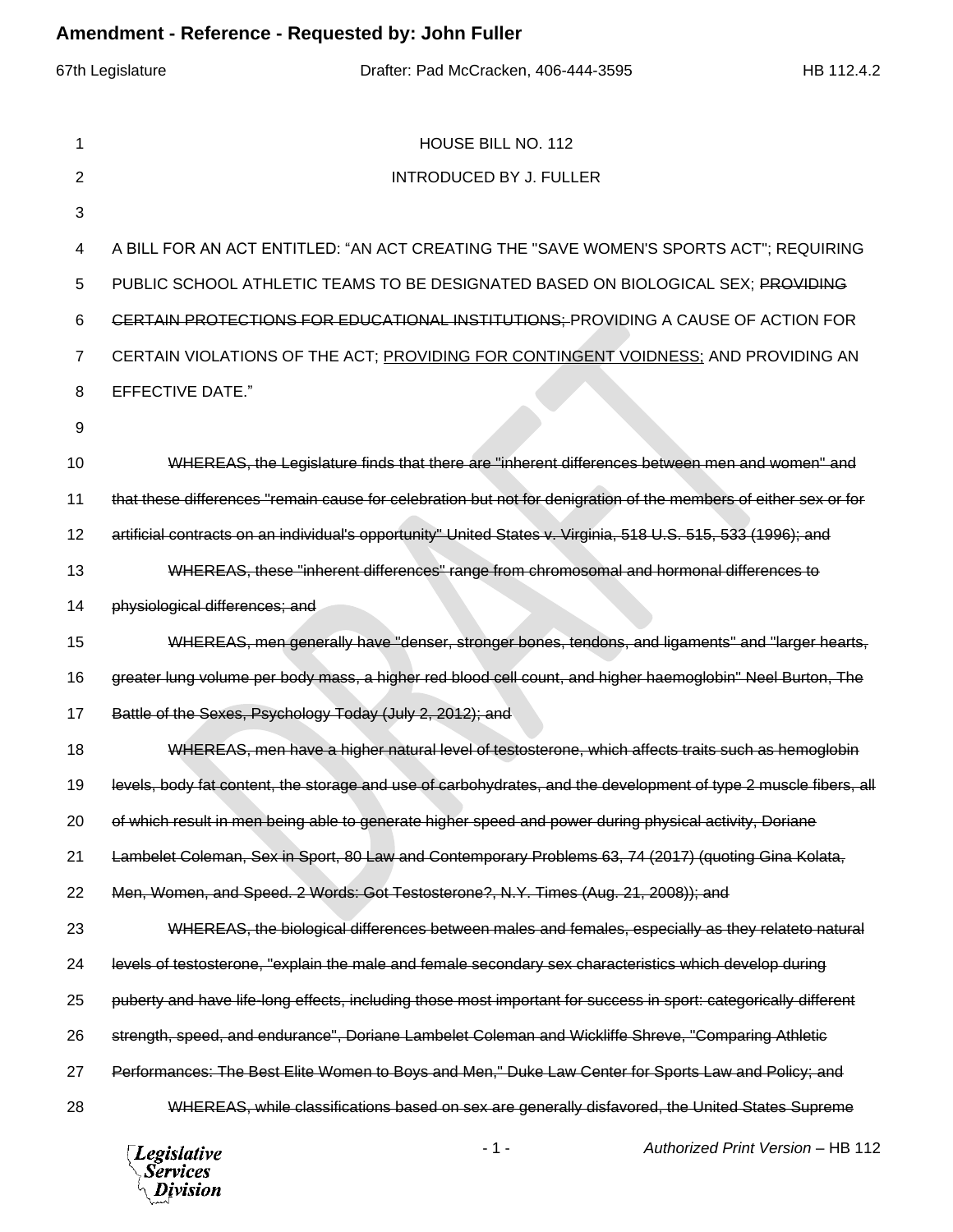HOUSE BILL NO. 112

INTRODUCED BY J. FULLER

A BILL FOR AN ACT ENTITLED: "AN ACT CREATING THE "SAVE WOMEN'S SPORTS ACT"; REQUIRING PUBLIC SCHOOL ATHLETIC TEAMS TO BE DESIGNATED BASED ON BIOLOGICAL SEX; ~~PROVIDING CERTAIN PROTECTIONS FOR EDUCATIONAL INSTITUTIONS;~~ PROVIDING A CAUSE OF ACTION FOR CERTAIN VIOLATIONS OF THE ACT; <u>PROVIDING FOR CONTINGENT VOIDNESS;</u> AND PROVIDING AN EFFECTIVE DATE."

~~WHEREAS, the Legislature finds that there are "inherent differences between men and women" and that these differences "remain cause for celebration but not for denigration of the members of either sex or for artificial contracts on an individual's opportunity" United States v. Virginia, 518 U.S. 515, 533 (1996); and~~

~~WHEREAS, these "inherent differences" range from chromosomal and hormonal differences to physiological differences; and~~

~~WHEREAS, men generally have "denser, stronger bones, tendons, and ligaments" and "larger hearts, greater lung volume per body mass, a higher red blood cell count, and higher haemoglobin" Neel Burton, The Battle of the Sexes, Psychology Today (July 2, 2012); and~~

~~WHEREAS, men have a higher natural level of testosterone, which affects traits such as hemoglobin levels, body fat content, the storage and use of carbohydrates, and the development of type 2 muscle fibers, all of which result in men being able to generate higher speed and power during physical activity, Doriane Lambelet Coleman, Sex in Sport, 80 Law and Contemporary Problems 63, 74 (2017) (quoting Gina Kolata, Men, Women, and Speed. 2 Words: Got Testosterone?, N.Y. Times (Aug. 21, 2008)); and~~

~~WHEREAS, the biological differences between males and females, especially as they relateto natural levels of testosterone, "explain the male and female secondary sex characteristics which develop during puberty and have life-long effects, including those most important for success in sport: categorically different strength, speed, and endurance", Doriane Lambelet Coleman and Wickliffe Shreve, "Comparing Athletic Performances: The Best Elite Women to Boys and Men," Duke Law Center for Sports Law and Policy; and~~

~~WHEREAS, while classifications based on sex are generally disfavored, the United States Supreme~~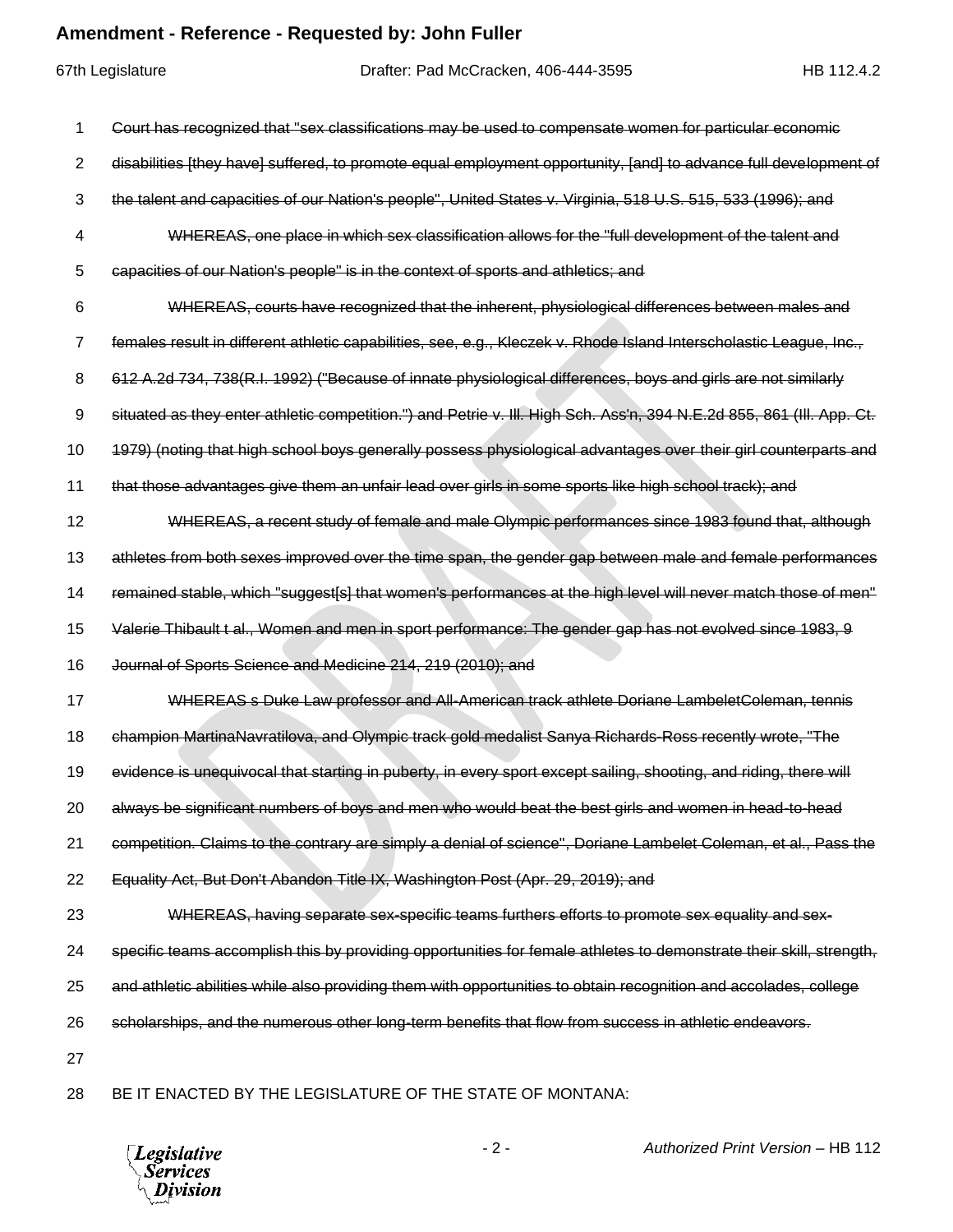~~Court has recognized that "sex classifications may be used to compensate women for particular economic disabilities [they have] suffered, to promote equal employment opportunity, [and] to advance full development of the talent and capacities of our Nation's people", United States v. Virginia, 518 U.S. 515, 533 (1996); and~~

~~WHEREAS, one place in which sex classification allows for the "full development of the talent and capacities of our Nation's people" is in the context of sports and athletics; and~~

~~WHEREAS, courts have recognized that the inherent, physiological differences between males and females result in different athletic capabilities, see, e.g., Kleczek v. Rhode Island Interscholastic League, Inc., 612 A.2d 734, 738(R.I. 1992) ("Because of innate physiological differences, boys and girls are not similarly situated as they enter athletic competition.") and Petrie v. Ill. High Sch. Ass'n, 394 N.E.2d 855, 861 (Ill. App. Ct. 1979) (noting that high school boys generally possess physiological advantages over their girl counterparts and that those advantages give them an unfair lead over girls in some sports like high school track); and~~

~~WHEREAS, a recent study of female and male Olympic performances since 1983 found that, although athletes from both sexes improved over the time span, the gender gap between male and female performances remained stable, which "suggest[s] that women's performances at the high level will never match those of men" Valerie Thibault t al., Women and men in sport performance: The gender gap has not evolved since 1983, 9 Journal of Sports Science and Medicine 214, 219 (2010); and~~

~~WHEREAS s Duke Law professor and All-American track athlete Doriane LambeletColeman, tennis champion MartinaNavratilova, and Olympic track gold medalist Sanya Richards-Ross recently wrote, "The evidence is unequivocal that starting in puberty, in every sport except sailing, shooting, and riding, there will always be significant numbers of boys and men who would beat the best girls and women in head-to-head competition. Claims to the contrary are simply a denial of science", Doriane Lambelet Coleman, et al., Pass the Equality Act, But Don't Abandon Title IX, Washington Post (Apr. 29, 2019); and~~

~~WHEREAS, having separate sex-specific teams furthers efforts to promote sex equality and sex-specific teams accomplish this by providing opportunities for female athletes to demonstrate their skill, strength, and athletic abilities while also providing them with opportunities to obtain recognition and accolades, college scholarships, and the numerous other long-term benefits that flow from success in athletic endeavors.~~

BE IT ENACTED BY THE LEGISLATURE OF THE STATE OF MONTANA: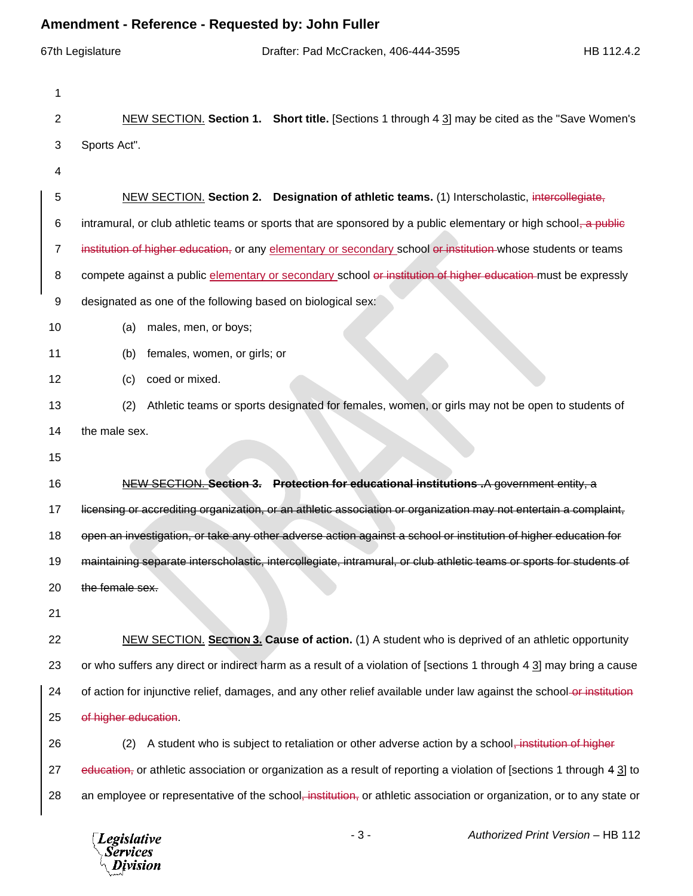NEW SECTION. **Section 1. Short title.** [Sections 1 through ~~4~~ 3] may be cited as the "Save Women's Sports Act".

NEW SECTION. **Section 2. Designation of athletic teams.** (1) Interscholastic, ~~intercollegiate,~~ intramural, or club athletic teams or sports that are sponsored by a public elementary or high school~~, a public institution of higher education,~~ or any elementary or secondary school ~~or institution~~ whose students or teams compete against a public elementary or secondary school ~~or institution of higher education~~ must be expressly designated as one of the following based on biological sex:

(a) males, men, or boys;

(b) females, women, or girls; or

(c) coed or mixed.

(2) Athletic teams or sports designated for females, women, or girls may not be open to students of the male sex.

~~NEW SECTION. **Section 3. Protection for educational institutions .**A government entity, a licensing or accrediting organization, or an athletic association or organization may not entertain a complaint, open an investigation, or take any other adverse action against a school or institution of higher education for maintaining separate interscholastic, intercollegiate, intramural, or club athletic teams or sports for students of the female sex.~~

NEW SECTION. **SECTION 3. Cause of action.** (1) A student who is deprived of an athletic opportunity or who suffers any direct or indirect harm as a result of a violation of [sections 1 through ~~4~~ 3] may bring a cause of action for injunctive relief, damages, and any other relief available under law against the school ~~or institution of higher education~~.

(2) A student who is subject to retaliation or other adverse action by a school~~, institution of higher education,~~ or athletic association or organization as a result of reporting a violation of [sections 1 through ~~4~~ 3] to an employee or representative of the school~~, institution,~~ or athletic association or organization, or to any state or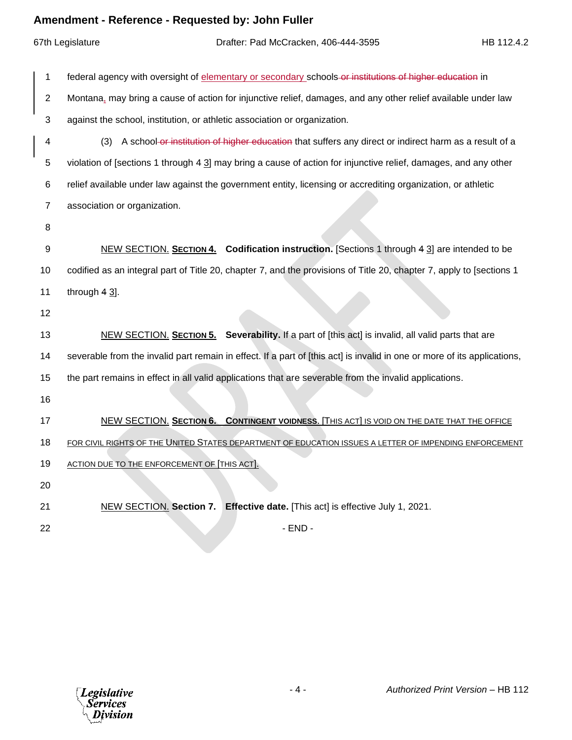federal agency with oversight of elementary or secondary schools or institutions of higher education in Montana, may bring a cause of action for injunctive relief, damages, and any other relief available under law against the school, institution, or athletic association or organization.

(3) A school or institution of higher education that suffers any direct or indirect harm as a result of a violation of [sections 1 through 4 3] may bring a cause of action for injunctive relief, damages, and any other relief available under law against the government entity, licensing or accrediting organization, or athletic association or organization.

NEW SECTION. **Section 4. Codification instruction.** [Sections 1 through 4 3] are intended to be codified as an integral part of Title 20, chapter 7, and the provisions of Title 20, chapter 7, apply to [sections 1 through 4 3].

NEW SECTION. **Section 5. Severability.** If a part of [this act] is invalid, all valid parts that are severable from the invalid part remain in effect. If a part of [this act] is invalid in one or more of its applications, the part remains in effect in all valid applications that are severable from the invalid applications.

NEW SECTION. **Section 6. Contingent voidness.** [This act] is void on the date that the Office for Civil Rights of the United States Department of Education issues a letter of impending enforcement action due to the enforcement of [this act].

NEW SECTION. **Section 7. Effective date.** [This act] is effective July 1, 2021.

\- END -